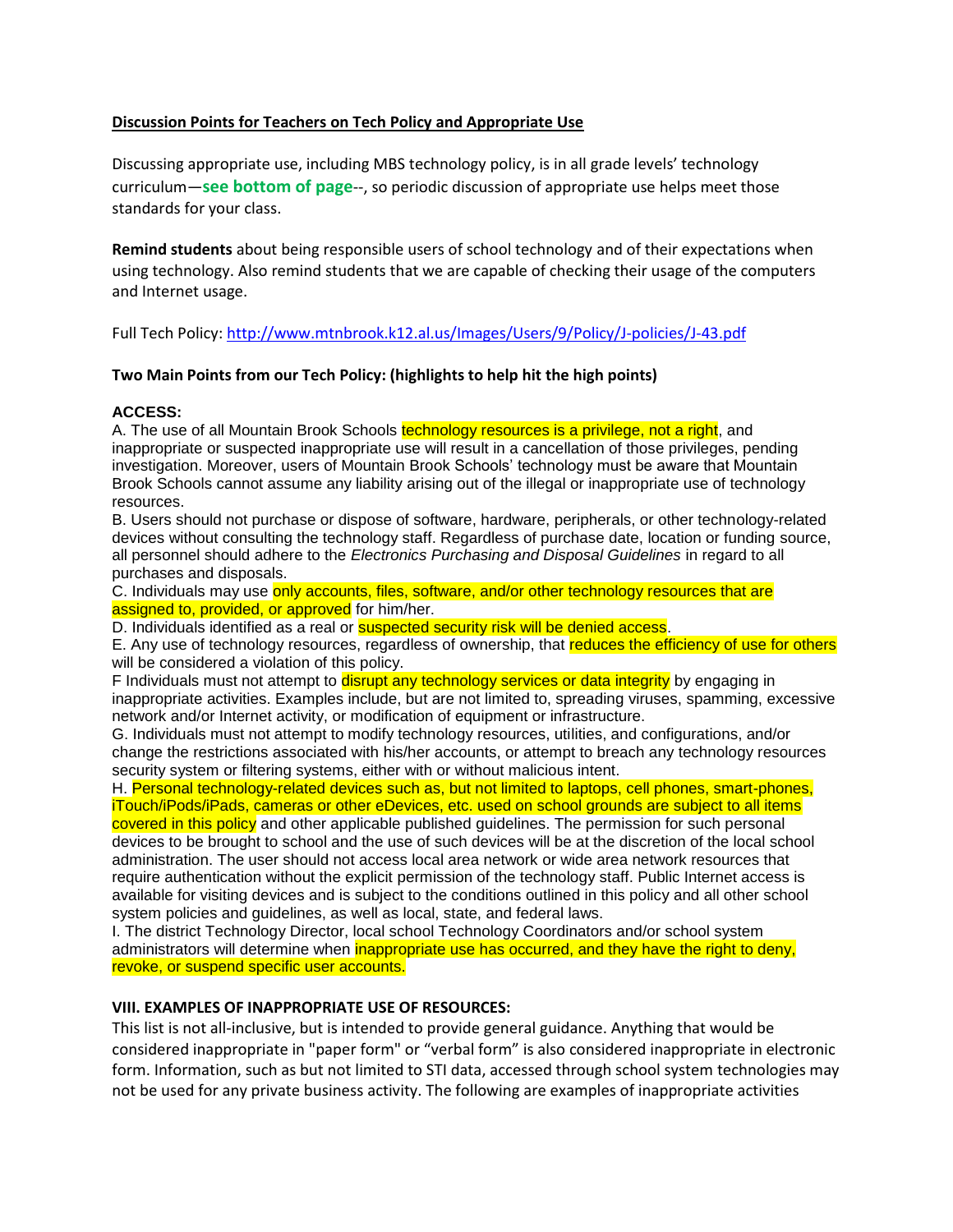**Discussion Points for Teachers on Tech Policy and Appropriate Use**

Discussing appropriate use, including MBS technology policy, is in all grade levels' technology curriculum—**see bottom of page**--, so periodic discussion of appropriate use helps meet those standards for your class.

**Remind students** about being responsible users of school technology and of their expectations when using technology. Also remind students that we are capable of checking their usage of the computers and Internet usage.

Full Tech Policy: http://www.mtnbrook.k12.al.us/Images/Users/9/Policy/J-policies/J-43.pdf

**Two Main Points from our Tech Policy: (highlights to help hit the high points)**

**ACCESS:**

A. The use of all Mountain Brook Schools technology resources is a privilege, not a right, and inappropriate or suspected inappropriate use will result in a cancellation of those privileges, pending investigation. Moreover, users of Mountain Brook Schools' technology must be aware that Mountain Brook Schools cannot assume any liability arising out of the illegal or inappropriate use of technology resources.

B. Users should not purchase or dispose of software, hardware, peripherals, or other technology-related devices without consulting the technology staff. Regardless of purchase date, location or funding source, all personnel should adhere to the *Electronics Purchasing and Disposal Guidelines* in regard to all purchases and disposals.

C. Individuals may use only accounts, files, software, and/or other technology resources that are assigned to, provided, or approved for him/her.

D. Individuals identified as a real or suspected security risk will be denied access.

E. Any use of technology resources, regardless of ownership, that reduces the efficiency of use for others will be considered a violation of this policy.

F Individuals must not attempt to disrupt any technology services or data integrity by engaging in inappropriate activities. Examples include, but are not limited to, spreading viruses, spamming, excessive network and/or Internet activity, or modification of equipment or infrastructure.

G. Individuals must not attempt to modify technology resources, utilities, and configurations, and/or change the restrictions associated with his/her accounts, or attempt to breach any technology resources security system or filtering systems, either with or without malicious intent.

H. Personal technology-related devices such as, but not limited to laptops, cell phones, smart-phones, iTouch/iPods/iPads, cameras or other eDevices, etc. used on school grounds are subject to all items covered in this policy and other applicable published guidelines. The permission for such personal devices to be brought to school and the use of such devices will be at the discretion of the local school administration. The user should not access local area network or wide area network resources that require authentication without the explicit permission of the technology staff. Public Internet access is available for visiting devices and is subject to the conditions outlined in this policy and all other school system policies and guidelines, as well as local, state, and federal laws.

I. The district Technology Director, local school Technology Coordinators and/or school system administrators will determine when inappropriate use has occurred, and they have the right to deny, revoke, or suspend specific user accounts.

**VIII. EXAMPLES OF INAPPROPRIATE USE OF RESOURCES:**

This list is not all-inclusive, but is intended to provide general guidance. Anything that would be considered inappropriate in "paper form" or "verbal form" is also considered inappropriate in electronic form. Information, such as but not limited to STI data, accessed through school system technologies may not be used for any private business activity. The following are examples of inappropriate activities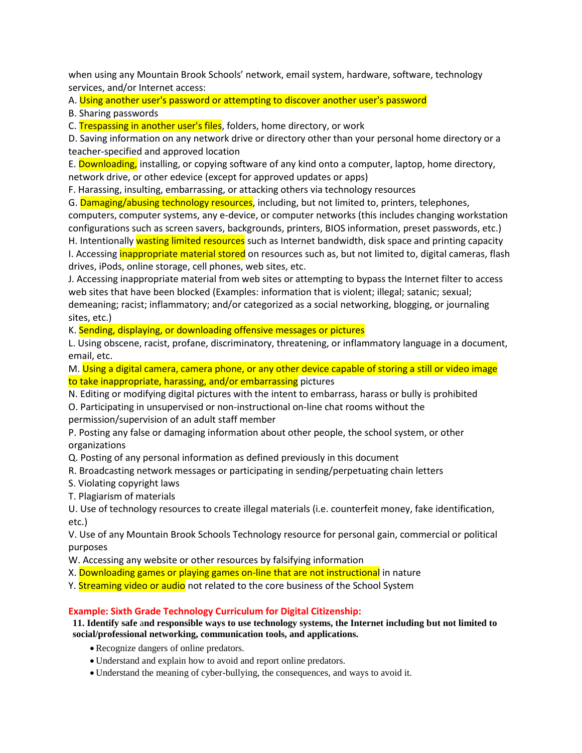when using any Mountain Brook Schools' network, email system, hardware, software, technology services, and/or Internet access:

A. Using another user's password or attempting to discover another user's password

B. Sharing passwords

C. Trespassing in another user's files, folders, home directory, or work

D. Saving information on any network drive or directory other than your personal home directory or a teacher-specified and approved location

E. Downloading, installing, or copying software of any kind onto a computer, laptop, home directory, network drive, or other edevice (except for approved updates or apps)

F. Harassing, insulting, embarrassing, or attacking others via technology resources

G. Damaging/abusing technology resources, including, but not limited to, printers, telephones, computers, computer systems, any e-device, or computer networks (this includes changing workstation configurations such as screen savers, backgrounds, printers, BIOS information, preset passwords, etc.)

H. Intentionally wasting limited resources such as Internet bandwidth, disk space and printing capacity

I. Accessing inappropriate material stored on resources such as, but not limited to, digital cameras, flash drives, iPods, online storage, cell phones, web sites, etc.

J. Accessing inappropriate material from web sites or attempting to bypass the Internet filter to access web sites that have been blocked (Examples: information that is violent; illegal; satanic; sexual; demeaning; racist; inflammatory; and/or categorized as a social networking, blogging, or journaling sites, etc.)

K. Sending, displaying, or downloading offensive messages or pictures

L. Using obscene, racist, profane, discriminatory, threatening, or inflammatory language in a document, email, etc.

M. Using a digital camera, camera phone, or any other device capable of storing a still or video image to take inappropriate, harassing, and/or embarrassing pictures

N. Editing or modifying digital pictures with the intent to embarrass, harass or bully is prohibited

O. Participating in unsupervised or non-instructional on-line chat rooms without the permission/supervision of an adult staff member

P. Posting any false or damaging information about other people, the school system, or other organizations

Q. Posting of any personal information as defined previously in this document

R. Broadcasting network messages or participating in sending/perpetuating chain letters

S. Violating copyright laws

T. Plagiarism of materials

U. Use of technology resources to create illegal materials (i.e. counterfeit money, fake identification, etc.)

V. Use of any Mountain Brook Schools Technology resource for personal gain, commercial or political purposes

W. Accessing any website or other resources by falsifying information

X. Downloading games or playing games on-line that are not instructional in nature

Y. Streaming video or audio not related to the core business of the School System

**Example: Sixth Grade Technology Curriculum for Digital Citizenship:**

**11. Identify safe and responsible ways to use technology systems, the Internet including but not limited to social/professional networking, communication tools, and applications.**

- Recognize dangers of online predators.
- Understand and explain how to avoid and report online predators.
- Understand the meaning of cyber-bullying, the consequences, and ways to avoid it.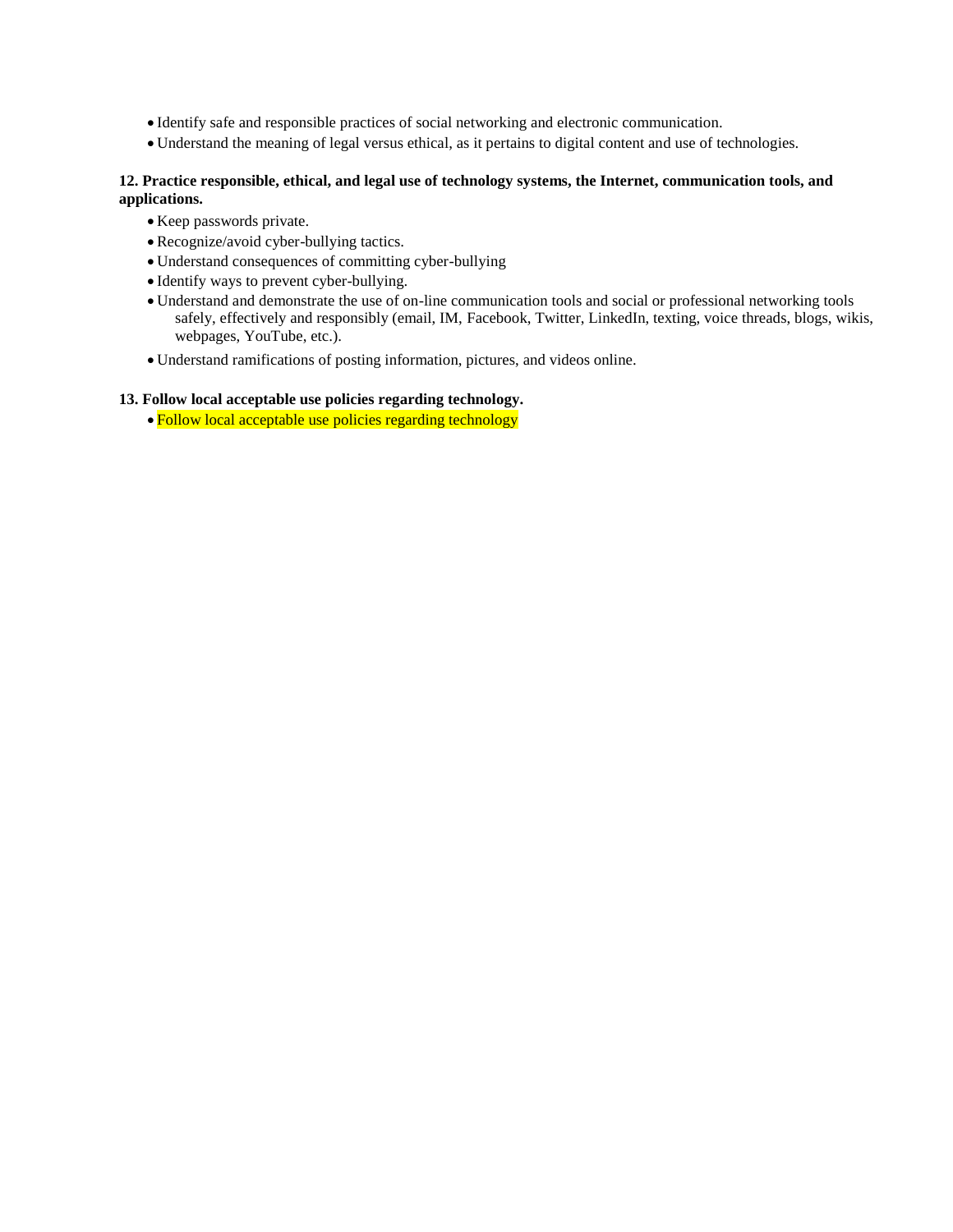- Identify safe and responsible practices of social networking and electronic communication.
- Understand the meaning of legal versus ethical, as it pertains to digital content and use of technologies.

**12. Practice responsible, ethical, and legal use of technology systems, the Internet, communication tools, and applications.**

- Keep passwords private.
- Recognize/avoid cyber-bullying tactics.
- Understand consequences of committing cyber-bullying
- Identify ways to prevent cyber-bullying.
- Understand and demonstrate the use of on-line communication tools and social or professional networking tools safely, effectively and responsibly (email, IM, Facebook, Twitter, LinkedIn, texting, voice threads, blogs, wikis, webpages, YouTube, etc.).
- Understand ramifications of posting information, pictures, and videos online.

**13. Follow local acceptable use policies regarding technology.**

- Follow local acceptable use policies regarding technology